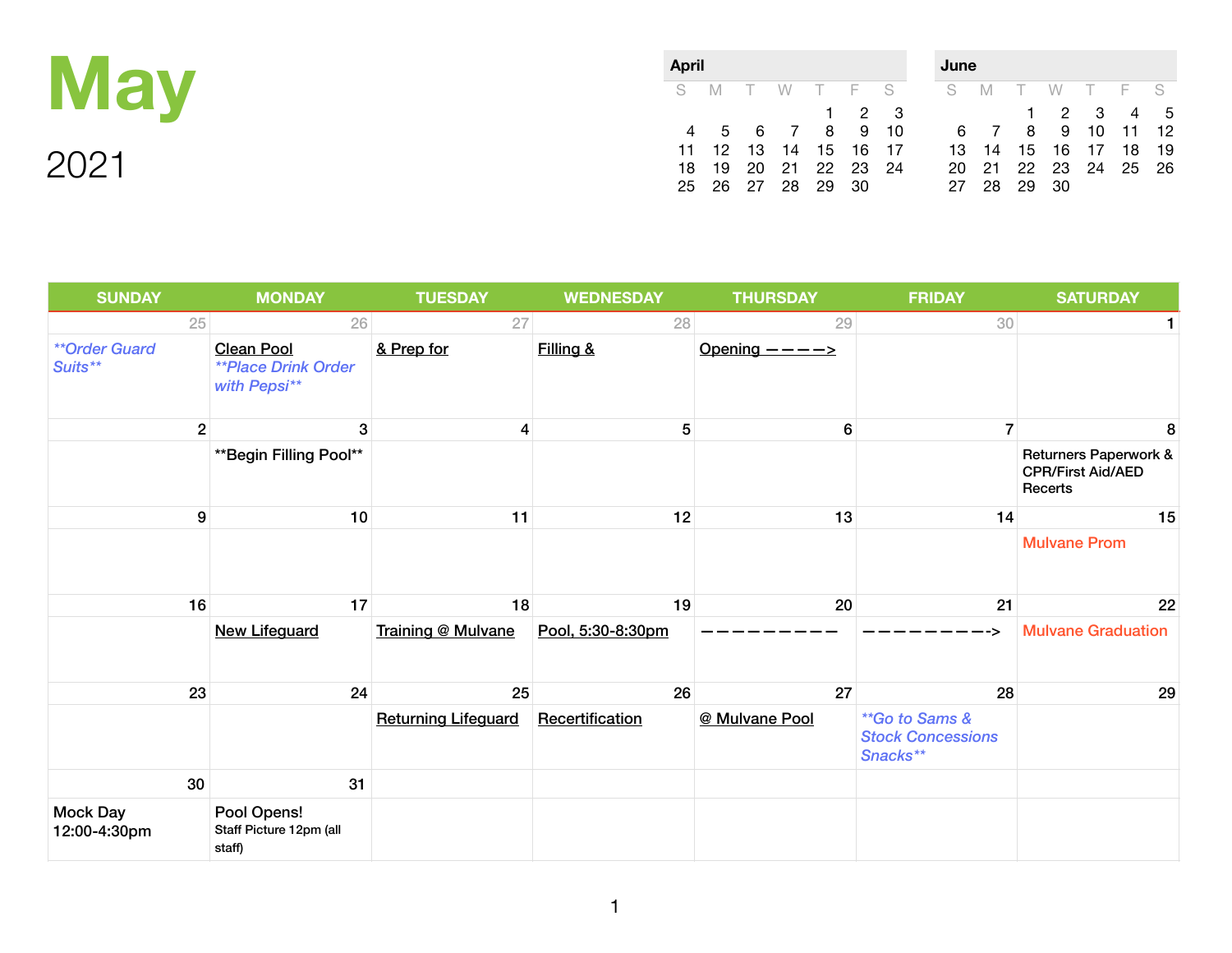# May

## 2021

| April | | | | | | |
|---|---|---|---|---|---|---|
| S | M | T | W | T | F | S |
| | | | | 1 | 2 | 3 |
| 4 | 5 | 6 | 7 | 8 | 9 | 10 |
| 11 | 12 | 13 | 14 | 15 | 16 | 17 |
| 18 | 19 | 20 | 21 | 22 | 23 | 24 |
| 25 | 26 | 27 | 28 | 29 | 30 | |

| June | | | | | | |
|---|---|---|---|---|---|---|
| S | M | T | W | T | F | S |
| | | 1 | 2 | 3 | 4 | 5 |
| 6 | 7 | 8 | 9 | 10 | 11 | 12 |
| 13 | 14 | 15 | 16 | 17 | 18 | 19 |
| 20 | 21 | 22 | 23 | 24 | 25 | 26 |
| 27 | 28 | 29 | 30 | | | |

| SUNDAY | MONDAY | TUESDAY | WEDNESDAY | THURSDAY | FRIDAY | SATURDAY |
|---|---|---|---|---|---|---|
| 25 | 26 | 27 | 28 | 29 | 30 | 1 |
| ***Order Guard Suits*** | Clean Pool<br>***Place Drink Order with Pepsi*** | & Prep for | Filling & | Opening ————> | | |
| 2 | 3 | 4 | 5 | 6 | 7 | 8 |
| | **Begin Filling Pool** | | | | | Returners Paperwork & CPR/First Aid/AED Recerts |
| 9 | 10 | 11 | 12 | 13 | 14 | 15 |
| | | | | | | Mulvane Prom |
| 16 | 17 | 18 | 19 | 20 | 21 | 22 |
| | New Lifeguard | Training @ Mulvane | Pool, 5:30-8:30pm | —————————— | —————————> | Mulvane Graduation |
| 23 | 24 | 25 | 26 | 27 | 28 | 29 |
| | | Returning Lifeguard | Recertification | @ Mulvane Pool | ***Go to Sams & Stock Concessions Snacks*** | |
| 30 | 31 | | | | | |
| Mock Day 12:00-4:30pm | Pool Opens!<br>Staff Picture 12pm (all staff) | | | | | |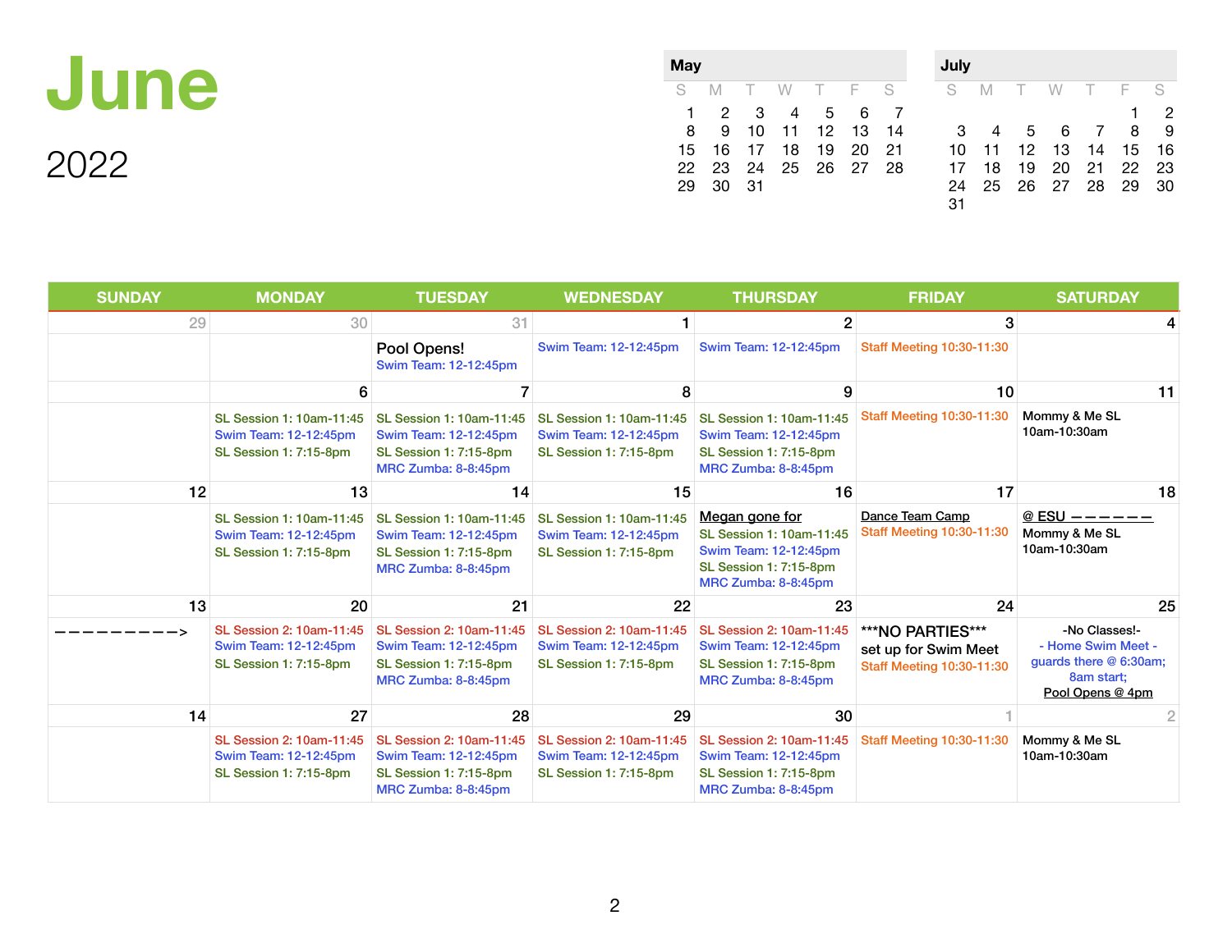# June

## 2022

| May | | | | | | |
|---|---|---|---|---|---|---|
| S | M | T | W | T | F | S |
| 1 | 2 | 3 | 4 | 5 | 6 | 7 |
| 8 | 9 | 10 | 11 | 12 | 13 | 14 |
| 15 | 16 | 17 | 18 | 19 | 20 | 21 |
| 22 | 23 | 24 | 25 | 26 | 27 | 28 |
| 29 | 30 | 31 | | | | |

| July | | | | | | |
|---|---|---|---|---|---|---|
| S | M | T | W | T | F | S |
| | | | | | 1 | 2 |
| 3 | 4 | 5 | 6 | 7 | 8 | 9 |
| 10 | 11 | 12 | 13 | 14 | 15 | 16 |
| 17 | 18 | 19 | 20 | 21 | 22 | 23 |
| 24 | 25 | 26 | 27 | 28 | 29 | 30 |
| 31 | | | | | | |

| SUNDAY | MONDAY | TUESDAY | WEDNESDAY | THURSDAY | FRIDAY | SATURDAY |
|---|---|---|---|---|---|---|
| 29 | 30 | 31<br>Pool Opens!<br>Swim Team: 12-12:45pm | 1<br>Swim Team: 12-12:45pm | 2<br>Swim Team: 12-12:45pm | 3<br>Staff Meeting 10:30-11:30 | 4 |
| | 6<br>SL Session 1: 10am-11:45<br>Swim Team: 12-12:45pm<br>SL Session 1: 7:15-8pm | 7<br>SL Session 1: 10am-11:45<br>Swim Team: 12-12:45pm<br>SL Session 1: 7:15-8pm<br>MRC Zumba: 8-8:45pm | 8<br>SL Session 1: 10am-11:45<br>Swim Team: 12-12:45pm<br>SL Session 1: 7:15-8pm | 9<br>SL Session 1: 10am-11:45<br>Swim Team: 12-12:45pm<br>SL Session 1: 7:15-8pm<br>MRC Zumba: 8-8:45pm | 10<br>Staff Meeting 10:30-11:30 | 11<br>Mommy & Me SL<br>10am-10:30am |
| 12 | 13<br>SL Session 1: 10am-11:45<br>Swim Team: 12-12:45pm<br>SL Session 1: 7:15-8pm | 14<br>SL Session 1: 10am-11:45<br>Swim Team: 12-12:45pm<br>SL Session 1: 7:15-8pm<br>MRC Zumba: 8-8:45pm | 15<br>SL Session 1: 10am-11:45<br>Swim Team: 12-12:45pm<br>SL Session 1: 7:15-8pm | 16<br>Megan gone for<br>SL Session 1: 10am-11:45<br>Swim Team: 12-12:45pm<br>SL Session 1: 7:15-8pm<br>MRC Zumba: 8-8:45pm | 17<br>Dance Team Camp<br>Staff Meeting 10:30-11:30 | 18<br>@ ESU ——————<br>Mommy & Me SL<br>10am-10:30am |
| 13<br>—————————> | 20<br>SL Session 2: 10am-11:45<br>Swim Team: 12-12:45pm<br>SL Session 1: 7:15-8pm | 21<br>SL Session 2: 10am-11:45<br>Swim Team: 12-12:45pm<br>SL Session 1: 7:15-8pm<br>MRC Zumba: 8-8:45pm | 22<br>SL Session 2: 10am-11:45<br>Swim Team: 12-12:45pm<br>SL Session 1: 7:15-8pm | 23<br>SL Session 2: 10am-11:45<br>Swim Team: 12-12:45pm<br>SL Session 1: 7:15-8pm<br>MRC Zumba: 8-8:45pm | 24<br>***NO PARTIES***<br>set up for Swim Meet<br>Staff Meeting 10:30-11:30 | 25<br>-No Classes!-<br>- Home Swim Meet -<br>guards there @ 6:30am;<br>8am start;<br>Pool Opens @ 4pm |
| 14 | 27<br>SL Session 2: 10am-11:45<br>Swim Team: 12-12:45pm<br>SL Session 1: 7:15-8pm | 28<br>SL Session 2: 10am-11:45<br>Swim Team: 12-12:45pm<br>SL Session 1: 7:15-8pm<br>MRC Zumba: 8-8:45pm | 29<br>SL Session 2: 10am-11:45<br>Swim Team: 12-12:45pm<br>SL Session 1: 7:15-8pm | 30<br>SL Session 2: 10am-11:45<br>Swim Team: 12-12:45pm<br>SL Session 1: 7:15-8pm<br>MRC Zumba: 8-8:45pm | 1<br>Staff Meeting 10:30-11:30 | 2<br>Mommy & Me SL<br>10am-10:30am |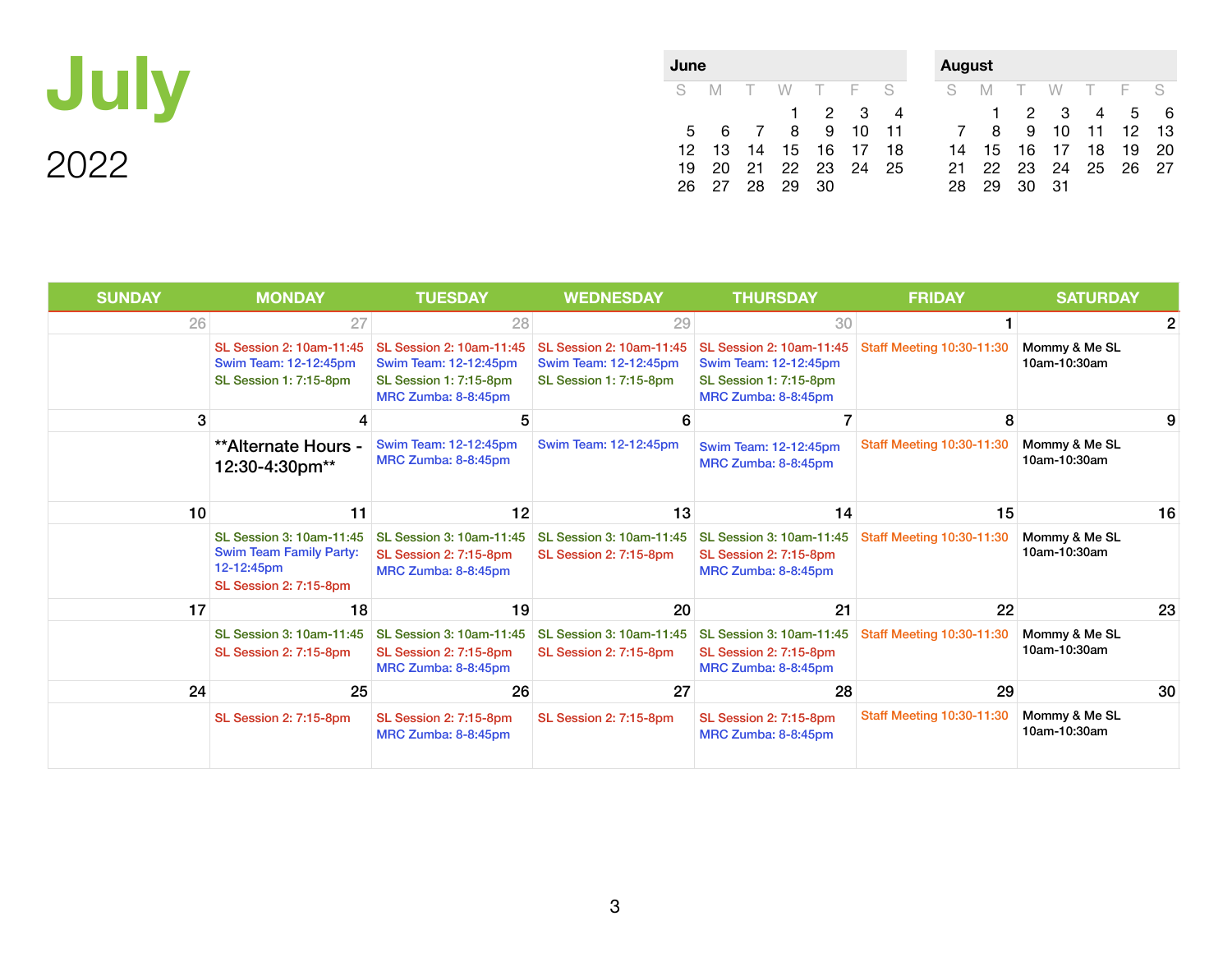# July

## 2022

**June**

| S | M | T | W | T | F | S |
|---|---|---|---|---|---|---|
| | | | 1 | 2 | 3 | 4 |
| 5 | 6 | 7 | 8 | 9 | 10 | 11 |
| 12 | 13 | 14 | 15 | 16 | 17 | 18 |
| 19 | 20 | 21 | 22 | 23 | 24 | 25 |
| 26 | 27 | 28 | 29 | 30 | | |

**August**

| S | M | T | W | T | F | S |
|---|---|---|---|---|---|---|
| | 1 | 2 | 3 | 4 | 5 | 6 |
| 7 | 8 | 9 | 10 | 11 | 12 | 13 |
| 14 | 15 | 16 | 17 | 18 | 19 | 20 |
| 21 | 22 | 23 | 24 | 25 | 26 | 27 |
| 28 | 29 | 30 | 31 | | | |

| SUNDAY | MONDAY | TUESDAY | WEDNESDAY | THURSDAY | FRIDAY | SATURDAY |
|---|---|---|---|---|---|---|
| 26 | 27<br>SL Session 2: 10am-11:45<br>Swim Team: 12-12:45pm<br>SL Session 1: 7:15-8pm | 28<br>SL Session 2: 10am-11:45<br>Swim Team: 12-12:45pm<br>SL Session 1: 7:15-8pm<br>MRC Zumba: 8-8:45pm | 29<br>SL Session 2: 10am-11:45<br>Swim Team: 12-12:45pm<br>SL Session 1: 7:15-8pm | 30<br>SL Session 2: 10am-11:45<br>Swim Team: 12-12:45pm<br>SL Session 1: 7:15-8pm<br>MRC Zumba: 8-8:45pm | 1<br>Staff Meeting 10:30-11:30 | 2<br>Mommy & Me SL 10am-10:30am |
| 3 | 4<br>**Alternate Hours - 12:30-4:30pm** | 5<br>Swim Team: 12-12:45pm<br>MRC Zumba: 8-8:45pm | 6<br>Swim Team: 12-12:45pm | 7<br>Swim Team: 12-12:45pm<br>MRC Zumba: 8-8:45pm | 8<br>Staff Meeting 10:30-11:30 | 9<br>Mommy & Me SL 10am-10:30am |
| 10 | 11<br>SL Session 3: 10am-11:45<br>Swim Team Family Party: 12-12:45pm<br>SL Session 2: 7:15-8pm | 12<br>SL Session 3: 10am-11:45<br>SL Session 2: 7:15-8pm<br>MRC Zumba: 8-8:45pm | 13<br>SL Session 3: 10am-11:45<br>SL Session 2: 7:15-8pm | 14<br>SL Session 3: 10am-11:45<br>SL Session 2: 7:15-8pm<br>MRC Zumba: 8-8:45pm | 15<br>Staff Meeting 10:30-11:30 | 16<br>Mommy & Me SL 10am-10:30am |
| 17 | 18<br>SL Session 3: 10am-11:45<br>SL Session 2: 7:15-8pm | 19<br>SL Session 3: 10am-11:45<br>SL Session 2: 7:15-8pm<br>MRC Zumba: 8-8:45pm | 20<br>SL Session 3: 10am-11:45<br>SL Session 2: 7:15-8pm | 21<br>SL Session 3: 10am-11:45<br>SL Session 2: 7:15-8pm<br>MRC Zumba: 8-8:45pm | 22<br>Staff Meeting 10:30-11:30 | 23<br>Mommy & Me SL 10am-10:30am |
| 24 | 25<br>SL Session 2: 7:15-8pm | 26<br>SL Session 2: 7:15-8pm<br>MRC Zumba: 8-8:45pm | 27<br>SL Session 2: 7:15-8pm | 28<br>SL Session 2: 7:15-8pm<br>MRC Zumba: 8-8:45pm | 29<br>Staff Meeting 10:30-11:30 | 30<br>Mommy & Me SL 10am-10:30am |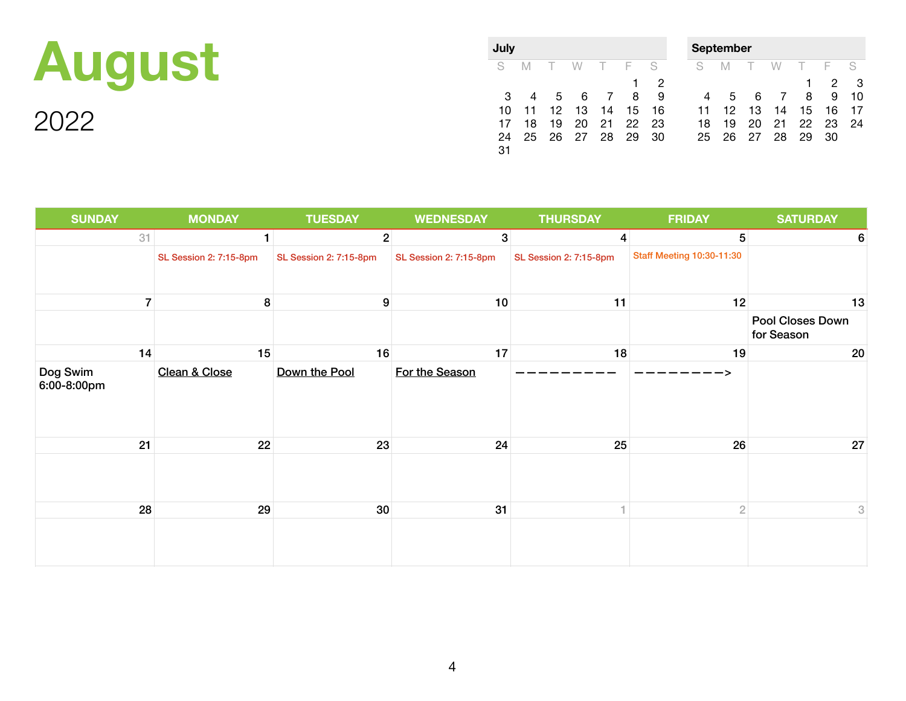# August

## 2022

**July**

| S | M | T | W | T | F | S |
|---|---|---|---|---|---|---|
| | | | | | 1 | 2 |
| 3 | 4 | 5 | 6 | 7 | 8 | 9 |
| 10 | 11 | 12 | 13 | 14 | 15 | 16 |
| 17 | 18 | 19 | 20 | 21 | 22 | 23 |
| 24 | 25 | 26 | 27 | 28 | 29 | 30 |
| 31 | | | | | | |

**September**

| S | M | T | W | T | F | S |
|---|---|---|---|---|---|---|
| | | | | 1 | 2 | 3 |
| 4 | 5 | 6 | 7 | 8 | 9 | 10 |
| 11 | 12 | 13 | 14 | 15 | 16 | 17 |
| 18 | 19 | 20 | 21 | 22 | 23 | 24 |
| 25 | 26 | 27 | 28 | 29 | 30 | |

| SUNDAY | MONDAY | TUESDAY | WEDNESDAY | THURSDAY | FRIDAY | SATURDAY |
|---|---|---|---|---|---|---|
| 31 | 1<br>SL Session 2: 7:15-8pm | 2<br>SL Session 2: 7:15-8pm | 3<br>SL Session 2: 7:15-8pm | 4<br>SL Session 2: 7:15-8pm | 5<br>Staff Meeting 10:30-11:30 | 6 |
| 7 | 8 | 9 | 10 | 11 | 12 | 13<br>Pool Closes Down for Season |
| 14<br>Dog Swim 6:00-8:00pm | 15<br>Clean & Close | 16<br>Down the Pool | 17<br>For the Season | 18<br>---------- | 19<br>---------> | 20 |
| 21 | 22 | 23 | 24 | 25 | 26 | 27 |
| 28 | 29 | 30 | 31 | 1 | 2 | 3 |